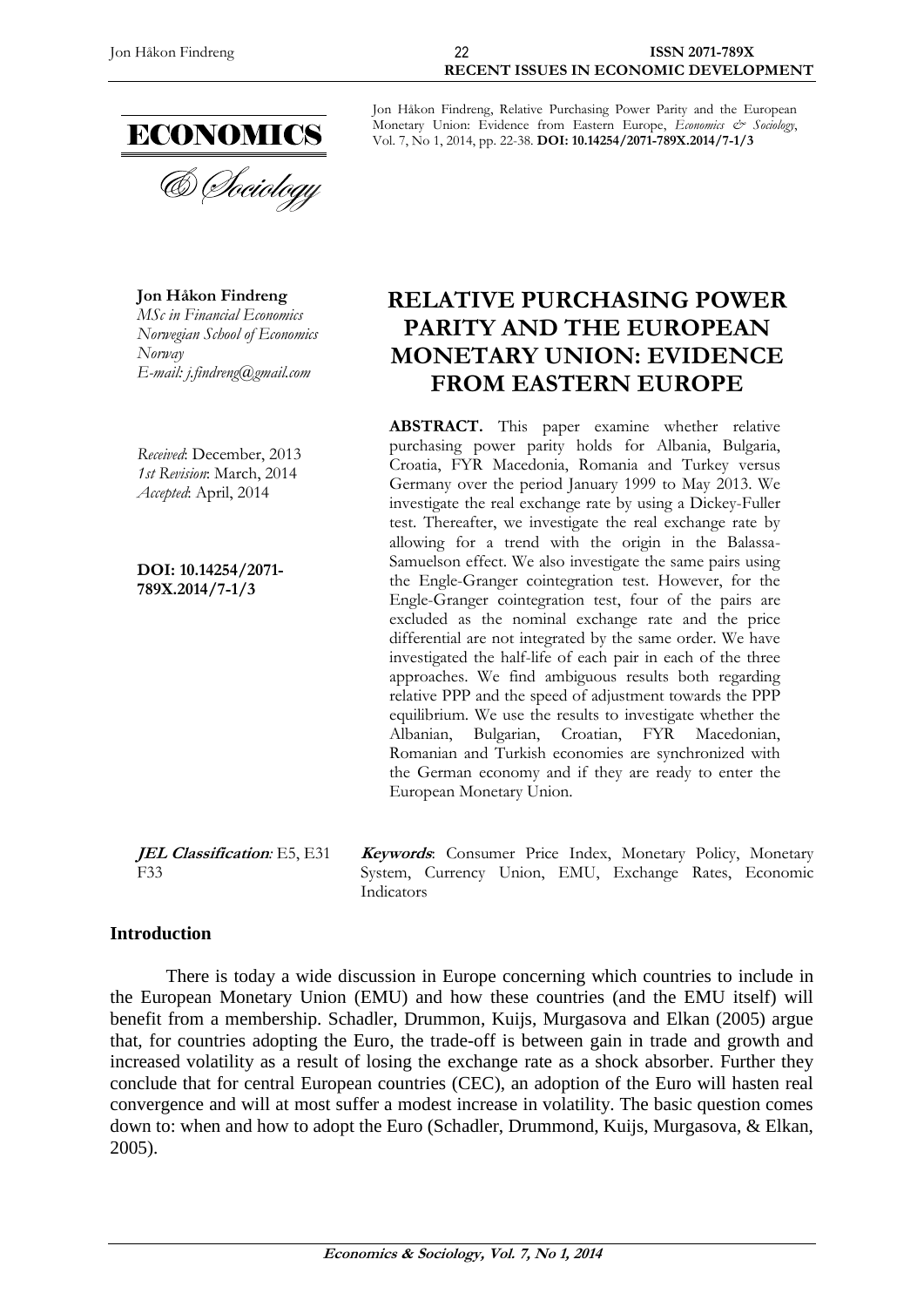Jon Håkon Findreng, Relative Purchasing Power Parity and the European Monetary Union: Evidence from Eastern Europe, *Economics & Sociology*, Vol. 7, No 1, 2014, pp. 22-38. **DOI: 10.14254/2071-789X.2014/7-1/3**

**Jon Håkon Findreng**
*MSc in Financial Economics*
*Norwegian School of Economics*
*Norway*
*E-mail: j.findreng@gmail.com*

*Received*: December, 2013
*1st Revision*: March, 2014
*Accepted*: April, 2014

**DOI: 10.14254/2071-789X.2014/7-1/3**

# RELATIVE PURCHASING POWER PARITY AND THE EUROPEAN MONETARY UNION: EVIDENCE FROM EASTERN EUROPE

**ABSTRACT.** This paper examine whether relative purchasing power parity holds for Albania, Bulgaria, Croatia, FYR Macedonia, Romania and Turkey versus Germany over the period January 1999 to May 2013. We investigate the real exchange rate by using a Dickey-Fuller test. Thereafter, we investigate the real exchange rate by allowing for a trend with the origin in the Balassa-Samuelson effect. We also investigate the same pairs using the Engle-Granger cointegration test. However, for the Engle-Granger cointegration test, four of the pairs are excluded as the nominal exchange rate and the price differential are not integrated by the same order. We have investigated the half-life of each pair in each of the three approaches. We find ambiguous results both regarding relative PPP and the speed of adjustment towards the PPP equilibrium. We use the results to investigate whether the Albanian, Bulgarian, Croatian, FYR Macedonian, Romanian and Turkish economies are synchronized with the German economy and if they are ready to enter the European Monetary Union.

***JEL Classification*:** E5, E31 F33

***Keywords*:** Consumer Price Index, Monetary Policy, Monetary System, Currency Union, EMU, Exchange Rates, Economic Indicators

## Introduction

There is today a wide discussion in Europe concerning which countries to include in the European Monetary Union (EMU) and how these countries (and the EMU itself) will benefit from a membership. Schadler, Drummon, Kuijs, Murgasova and Elkan (2005) argue that, for countries adopting the Euro, the trade-off is between gain in trade and growth and increased volatility as a result of losing the exchange rate as a shock absorber. Further they conclude that for central European countries (CEC), an adoption of the Euro will hasten real convergence and will at most suffer a modest increase in volatility. The basic question comes down to: when and how to adopt the Euro (Schadler, Drummond, Kuijs, Murgasova, & Elkan, 2005).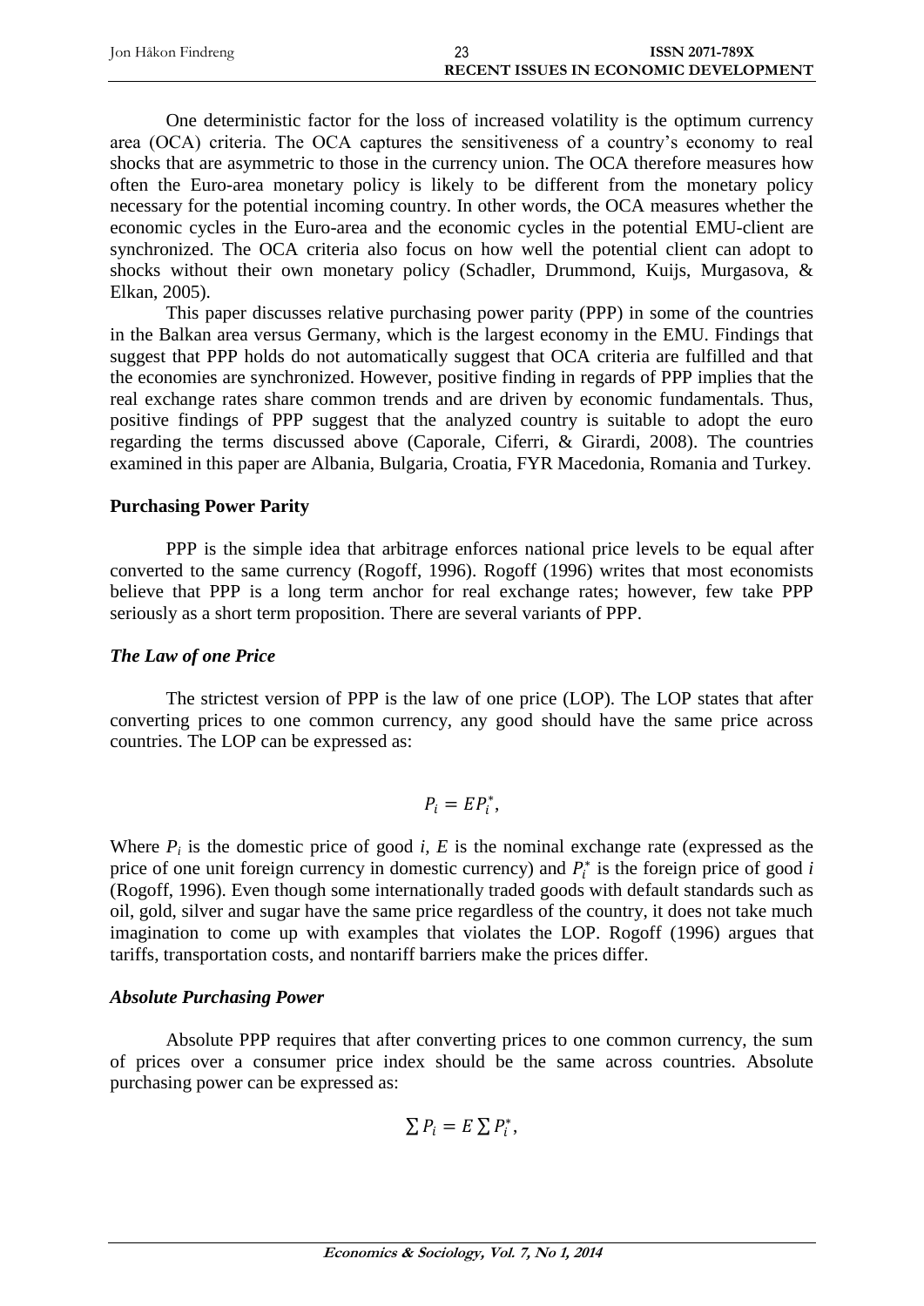One deterministic factor for the loss of increased volatility is the optimum currency area (OCA) criteria. The OCA captures the sensitiveness of a country's economy to real shocks that are asymmetric to those in the currency union. The OCA therefore measures how often the Euro-area monetary policy is likely to be different from the monetary policy necessary for the potential incoming country. In other words, the OCA measures whether the economic cycles in the Euro-area and the economic cycles in the potential EMU-client are synchronized. The OCA criteria also focus on how well the potential client can adopt to shocks without their own monetary policy (Schadler, Drummond, Kuijs, Murgasova, & Elkan, 2005).

This paper discusses relative purchasing power parity (PPP) in some of the countries in the Balkan area versus Germany, which is the largest economy in the EMU. Findings that suggest that PPP holds do not automatically suggest that OCA criteria are fulfilled and that the economies are synchronized. However, positive finding in regards of PPP implies that the real exchange rates share common trends and are driven by economic fundamentals. Thus, positive findings of PPP suggest that the analyzed country is suitable to adopt the euro regarding the terms discussed above (Caporale, Ciferri, & Girardi, 2008). The countries examined in this paper are Albania, Bulgaria, Croatia, FYR Macedonia, Romania and Turkey.

## Purchasing Power Parity

PPP is the simple idea that arbitrage enforces national price levels to be equal after converted to the same currency (Rogoff, 1996). Rogoff (1996) writes that most economists believe that PPP is a long term anchor for real exchange rates; however, few take PPP seriously as a short term proposition. There are several variants of PPP.

### *The Law of one Price*

The strictest version of PPP is the law of one price (LOP). The LOP states that after converting prices to one common currency, any good should have the same price across countries. The LOP can be expressed as:

$$P_i = EP_i^*,$$

Where $P_i$ is the domestic price of good $i$, $E$ is the nominal exchange rate (expressed as the price of one unit foreign currency in domestic currency) and $P_i^*$ is the foreign price of good $i$ (Rogoff, 1996). Even though some internationally traded goods with default standards such as oil, gold, silver and sugar have the same price regardless of the country, it does not take much imagination to come up with examples that violates the LOP. Rogoff (1996) argues that tariffs, transportation costs, and nontariff barriers make the prices differ.

### *Absolute Purchasing Power*

Absolute PPP requires that after converting prices to one common currency, the sum of prices over a consumer price index should be the same across countries. Absolute purchasing power can be expressed as:

$$\sum P_i = E \sum P_i^*,$$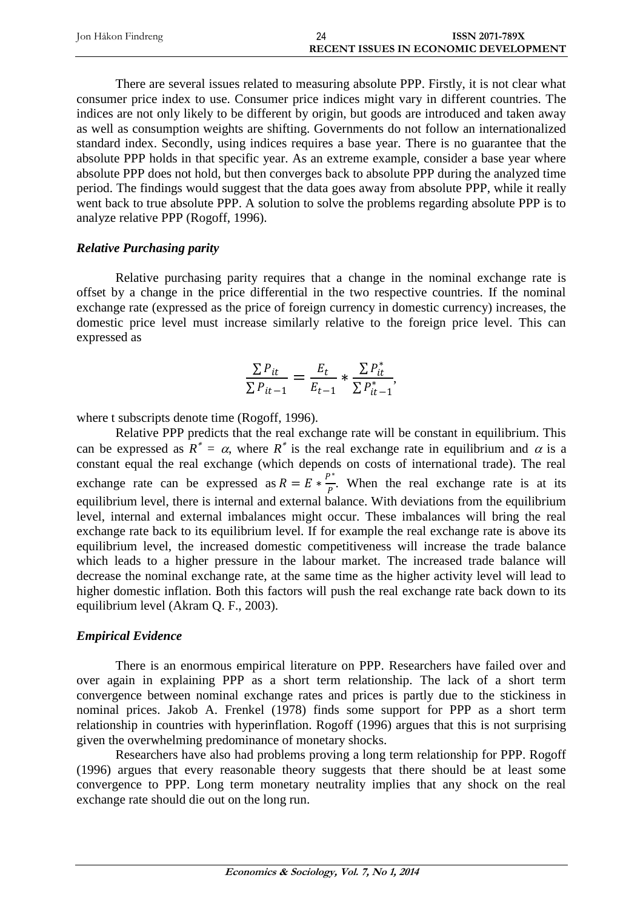There are several issues related to measuring absolute PPP. Firstly, it is not clear what consumer price index to use. Consumer price indices might vary in different countries. The indices are not only likely to be different by origin, but goods are introduced and taken away as well as consumption weights are shifting. Governments do not follow an internationalized standard index. Secondly, using indices requires a base year. There is no guarantee that the absolute PPP holds in that specific year. As an extreme example, consider a base year where absolute PPP does not hold, but then converges back to absolute PPP during the analyzed time period. The findings would suggest that the data goes away from absolute PPP, while it really went back to true absolute PPP. A solution to solve the problems regarding absolute PPP is to analyze relative PPP (Rogoff, 1996).

### *Relative Purchasing parity*

Relative purchasing parity requires that a change in the nominal exchange rate is offset by a change in the price differential in the two respective countries. If the nominal exchange rate (expressed as the price of foreign currency in domestic currency) increases, the domestic price level must increase similarly relative to the foreign price level. This can expressed as

$$\frac{\sum P_{it}}{\sum P_{it-1}} = \frac{E_t}{E_{t-1}} * \frac{\sum P_{it}^*}{\sum P_{it-1}^*},$$

where t subscripts denote time (Rogoff, 1996).

Relative PPP predicts that the real exchange rate will be constant in equilibrium. This can be expressed as $R^* = \alpha$, where $R^*$ is the real exchange rate in equilibrium and $\alpha$ is a constant equal the real exchange (which depends on costs of international trade). The real exchange rate can be expressed as $R = E * \frac{P^*}{P}$. When the real exchange rate is at its equilibrium level, there is internal and external balance. With deviations from the equilibrium level, internal and external imbalances might occur. These imbalances will bring the real exchange rate back to its equilibrium level. If for example the real exchange rate is above its equilibrium level, the increased domestic competitiveness will increase the trade balance which leads to a higher pressure in the labour market. The increased trade balance will decrease the nominal exchange rate, at the same time as the higher activity level will lead to higher domestic inflation. Both this factors will push the real exchange rate back down to its equilibrium level (Akram Q. F., 2003).

### *Empirical Evidence*

There is an enormous empirical literature on PPP. Researchers have failed over and over again in explaining PPP as a short term relationship. The lack of a short term convergence between nominal exchange rates and prices is partly due to the stickiness in nominal prices. Jakob A. Frenkel (1978) finds some support for PPP as a short term relationship in countries with hyperinflation. Rogoff (1996) argues that this is not surprising given the overwhelming predominance of monetary shocks.

Researchers have also had problems proving a long term relationship for PPP. Rogoff (1996) argues that every reasonable theory suggests that there should be at least some convergence to PPP. Long term monetary neutrality implies that any shock on the real exchange rate should die out on the long run.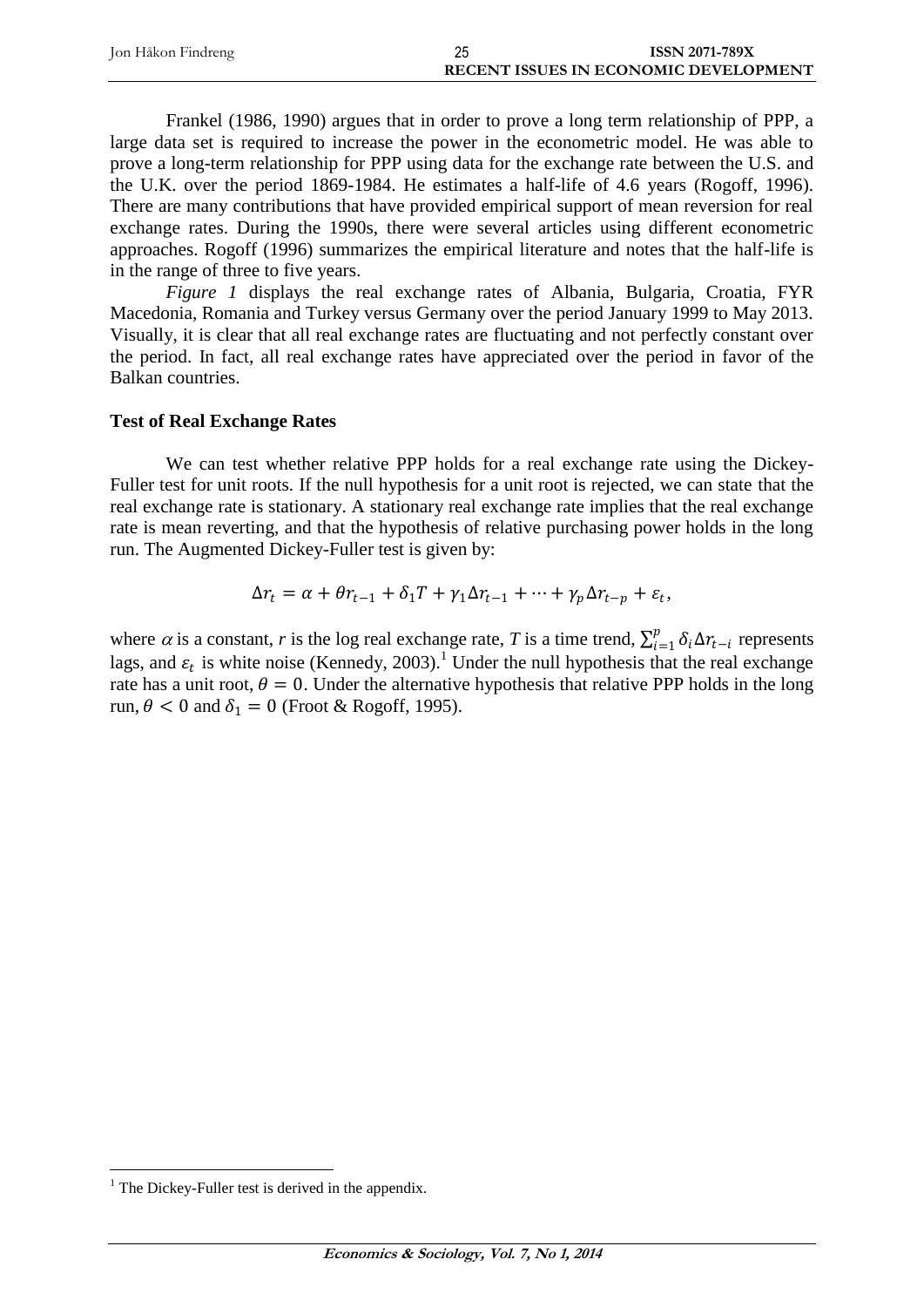Frankel (1986, 1990) argues that in order to prove a long term relationship of PPP, a large data set is required to increase the power in the econometric model. He was able to prove a long-term relationship for PPP using data for the exchange rate between the U.S. and the U.K. over the period 1869-1984. He estimates a half-life of 4.6 years (Rogoff, 1996). There are many contributions that have provided empirical support of mean reversion for real exchange rates. During the 1990s, there were several articles using different econometric approaches. Rogoff (1996) summarizes the empirical literature and notes that the half-life is in the range of three to five years.

*Figure 1* displays the real exchange rates of Albania, Bulgaria, Croatia, FYR Macedonia, Romania and Turkey versus Germany over the period January 1999 to May 2013. Visually, it is clear that all real exchange rates are fluctuating and not perfectly constant over the period. In fact, all real exchange rates have appreciated over the period in favor of the Balkan countries.

## Test of Real Exchange Rates

We can test whether relative PPP holds for a real exchange rate using the Dickey-Fuller test for unit roots. If the null hypothesis for a unit root is rejected, we can state that the real exchange rate is stationary. A stationary real exchange rate implies that the real exchange rate is mean reverting, and that the hypothesis of relative purchasing power holds in the long run. The Augmented Dickey-Fuller test is given by:

$$\Delta r_t = \alpha + \theta r_{t-1} + \delta_1 T + \gamma_1 \Delta r_{t-1} + \cdots + \gamma_p \Delta r_{t-p} + \varepsilon_t,$$

where $\alpha$ is a constant, *r* is the log real exchange rate, *T* is a time trend, $\sum_{i=1}^{p} \delta_i \Delta r_{t-i}$ represents lags, and $\varepsilon_t$ is white noise (Kennedy, 2003).[1] Under the null hypothesis that the real exchange rate has a unit root, $\theta = 0$. Under the alternative hypothesis that relative PPP holds in the long run, $\theta < 0$ and $\delta_1 = 0$ (Froot & Rogoff, 1995).

[1] The Dickey-Fuller test is derived in the appendix.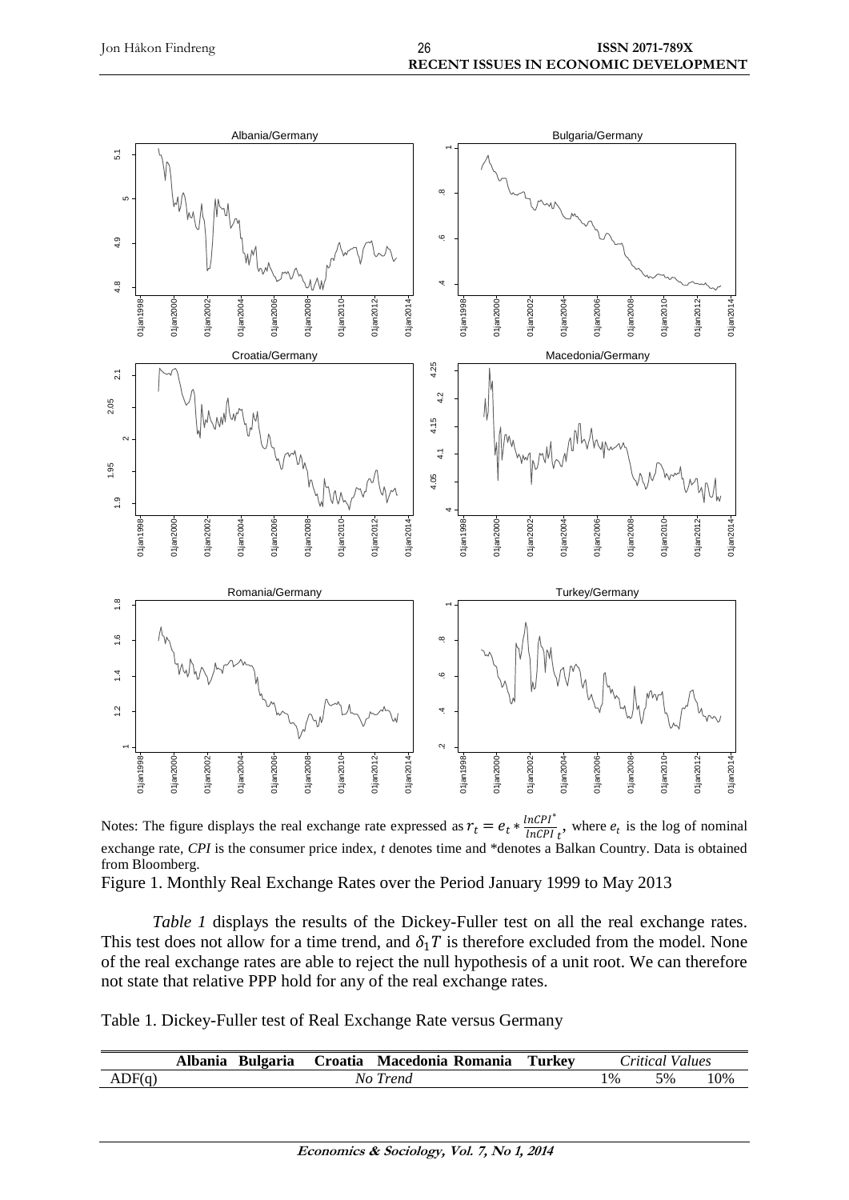Notes: The figure displays the real exchange rate expressed as $r_t = e_t * \frac{lnCPI^*}{lnCPI_t}$, where $e_t$ is the log of nominal exchange rate, *CPI* is the consumer price index, *t* denotes time and *denotes a Balkan Country. Data is obtained from Bloomberg.

Figure 1. Monthly Real Exchange Rates over the Period January 1999 to May 2013

*Table 1* displays the results of the Dickey-Fuller test on all the real exchange rates. This test does not allow for a time trend, and $\delta_1 T$ is therefore excluded from the model. None of the real exchange rates are able to reject the null hypothesis of a unit root. We can therefore not state that relative PPP hold for any of the real exchange rates.

Table 1. Dickey-Fuller test of Real Exchange Rate versus Germany

| | Albania | Bulgaria | Croatia | Macedonia | Romania | Turkey | *Critical Values* | | |
|---|---|---|---|---|---|---|---|---|---|
| ADF(q) | | | *No Trend* | | | | 1% | 5% | 10% |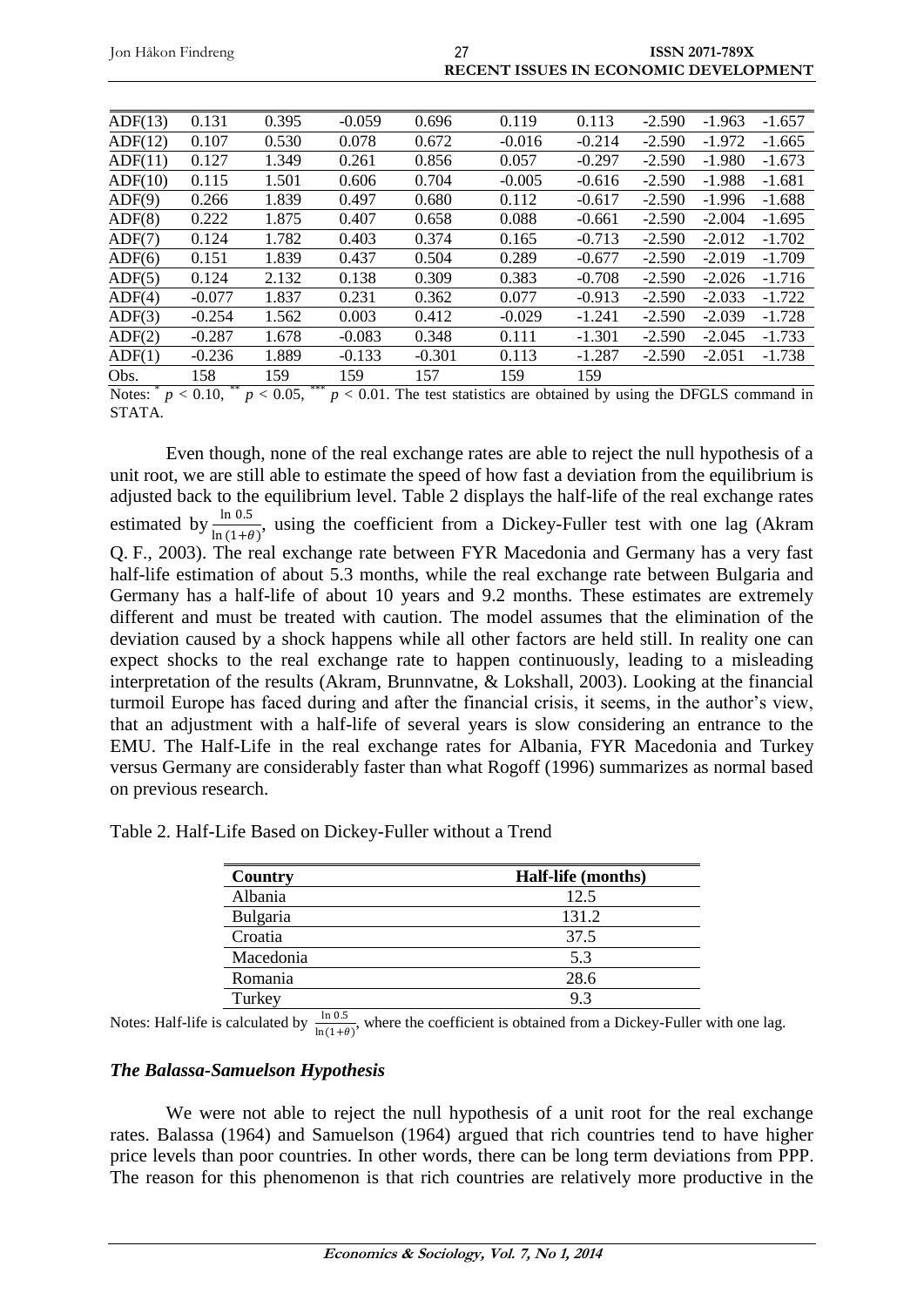| ADF(13) | 0.131 | 0.395 | -0.059 | 0.696 | 0.119 | 0.113 | -2.590 | -1.963 | -1.657 |
|---|---|---|---|---|---|---|---|---|---|
| ADF(12) | 0.107 | 0.530 | 0.078 | 0.672 | -0.016 | -0.214 | -2.590 | -1.972 | -1.665 |
| ADF(11) | 0.127 | 1.349 | 0.261 | 0.856 | 0.057 | -0.297 | -2.590 | -1.980 | -1.673 |
| ADF(10) | 0.115 | 1.501 | 0.606 | 0.704 | -0.005 | -0.616 | -2.590 | -1.988 | -1.681 |
| ADF(9) | 0.266 | 1.839 | 0.497 | 0.680 | 0.112 | -0.617 | -2.590 | -1.996 | -1.688 |
| ADF(8) | 0.222 | 1.875 | 0.407 | 0.658 | 0.088 | -0.661 | -2.590 | -2.004 | -1.695 |
| ADF(7) | 0.124 | 1.782 | 0.403 | 0.374 | 0.165 | -0.713 | -2.590 | -2.012 | -1.702 |
| ADF(6) | 0.151 | 1.839 | 0.437 | 0.504 | 0.289 | -0.677 | -2.590 | -2.019 | -1.709 |
| ADF(5) | 0.124 | 2.132 | 0.138 | 0.309 | 0.383 | -0.708 | -2.590 | -2.026 | -1.716 |
| ADF(4) | -0.077 | 1.837 | 0.231 | 0.362 | 0.077 | -0.913 | -2.590 | -2.033 | -1.722 |
| ADF(3) | -0.254 | 1.562 | 0.003 | 0.412 | -0.029 | -1.241 | -2.590 | -2.039 | -1.728 |
| ADF(2) | -0.287 | 1.678 | -0.083 | 0.348 | 0.111 | -1.301 | -2.590 | -2.045 | -1.733 |
| ADF(1) | -0.236 | 1.889 | -0.133 | -0.301 | 0.113 | -1.287 | -2.590 | -2.051 | -1.738 |
| Obs. | 158 | 159 | 159 | 157 | 159 | 159 | | | |

Notes: * $p < 0.10$, ** $p < 0.05$, *** $p < 0.01$. The test statistics are obtained by using the DFGLS command in STATA.

Even though, none of the real exchange rates are able to reject the null hypothesis of a unit root, we are still able to estimate the speed of how fast a deviation from the equilibrium is adjusted back to the equilibrium level. Table 2 displays the half-life of the real exchange rates estimated by $\frac{\ln 0.5}{\ln(1+\theta)}$, using the coefficient from a Dickey-Fuller test with one lag (Akram Q. F., 2003). The real exchange rate between FYR Macedonia and Germany has a very fast half-life estimation of about 5.3 months, while the real exchange rate between Bulgaria and Germany has a half-life of about 10 years and 9.2 months. These estimates are extremely different and must be treated with caution. The model assumes that the elimination of the deviation caused by a shock happens while all other factors are held still. In reality one can expect shocks to the real exchange rate to happen continuously, leading to a misleading interpretation of the results (Akram, Brunnvatne, & Lokshall, 2003). Looking at the financial turmoil Europe has faced during and after the financial crisis, it seems, in the author's view, that an adjustment with a half-life of several years is slow considering an entrance to the EMU. The Half-Life in the real exchange rates for Albania, FYR Macedonia and Turkey versus Germany are considerably faster than what Rogoff (1996) summarizes as normal based on previous research.

Table 2. Half-Life Based on Dickey-Fuller without a Trend

| Country | Half-life (months) |
|---|---|
| Albania | 12.5 |
| Bulgaria | 131.2 |
| Croatia | 37.5 |
| Macedonia | 5.3 |
| Romania | 28.6 |
| Turkey | 9.3 |

Notes: Half-life is calculated by $\frac{\ln 0.5}{\ln(1+\theta)}$, where the coefficient is obtained from a Dickey-Fuller with one lag.

### *The Balassa-Samuelson Hypothesis*

We were not able to reject the null hypothesis of a unit root for the real exchange rates. Balassa (1964) and Samuelson (1964) argued that rich countries tend to have higher price levels than poor countries. In other words, there can be long term deviations from PPP. The reason for this phenomenon is that rich countries are relatively more productive in the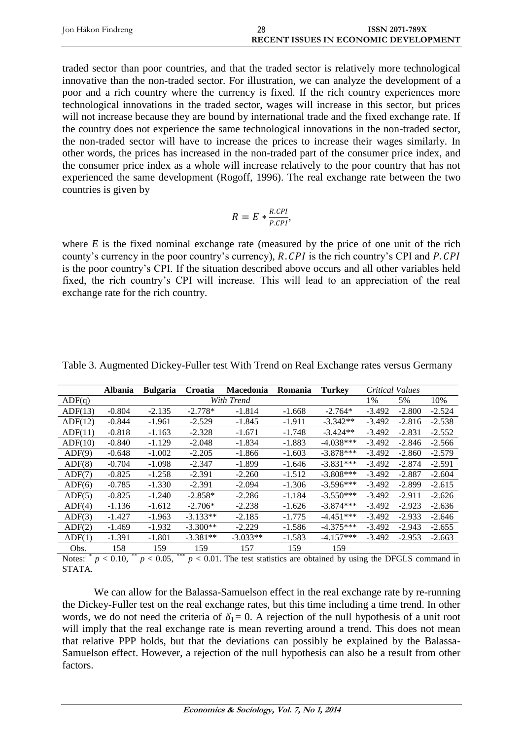traded sector than poor countries, and that the traded sector is relatively more technological innovative than the non-traded sector. For illustration, we can analyze the development of a poor and a rich country where the currency is fixed. If the rich country experiences more technological innovations in the traded sector, wages will increase in this sector, but prices will not increase because they are bound by international trade and the fixed exchange rate. If the country does not experience the same technological innovations in the non-traded sector, the non-traded sector will have to increase the prices to increase their wages similarly. In other words, the prices has increased in the non-traded part of the consumer price index, and the consumer price index as a whole will increase relatively to the poor country that has not experienced the same development (Rogoff, 1996). The real exchange rate between the two countries is given by

$$R = E * \frac{R.CPI}{P.CPI},$$

where $E$ is the fixed nominal exchange rate (measured by the price of one unit of the rich county's currency in the poor country's currency), $R.CPI$ is the rich country's CPI and $P.CPI$ is the poor country's CPI. If the situation described above occurs and all other variables held fixed, the rich country's CPI will increase. This will lead to an appreciation of the real exchange rate for the rich country.

Table 3. Augmented Dickey-Fuller test With Trend on Real Exchange rates versus Germany

| | **Albania** | **Bulgaria** | **Croatia** | **Macedonia** | **Romania** | **Turkey** | *Critical Values* | | |
|---|---|---|---|---|---|---|---|---|---|
| ADF(q) | | | | *With Trend* | | | 1% | 5% | 10% |
| ADF(13) | -0.804 | -2.135 | -2.778* | -1.814 | -1.668 | -2.764* | -3.492 | -2.800 | -2.524 |
| ADF(12) | -0.844 | -1.961 | -2.529 | -1.845 | -1.911 | -3.342** | -3.492 | -2.816 | -2.538 |
| ADF(11) | -0.818 | -1.163 | -2.328 | -1.671 | -1.748 | -3.424** | -3.492 | -2.831 | -2.552 |
| ADF(10) | -0.840 | -1.129 | -2.048 | -1.834 | -1.883 | -4.038*** | -3.492 | -2.846 | -2.566 |
| ADF(9) | -0.648 | -1.002 | -2.205 | -1.866 | -1.603 | -3.878*** | -3.492 | -2.860 | -2.579 |
| ADF(8) | -0.704 | -1.098 | -2.347 | -1.899 | -1.646 | -3.831*** | -3.492 | -2.874 | -2.591 |
| ADF(7) | -0.825 | -1.258 | -2.391 | -2.260 | -1.512 | -3.808*** | -3.492 | -2.887 | -2.604 |
| ADF(6) | -0.785 | -1.330 | -2.391 | -2.094 | -1.306 | -3.596*** | -3.492 | -2.899 | -2.615 |
| ADF(5) | -0.825 | -1.240 | -2.858* | -2.286 | -1.184 | -3.550*** | -3.492 | -2.911 | -2.626 |
| ADF(4) | -1.136 | -1.612 | -2.706* | -2.238 | -1.626 | -3.874*** | -3.492 | -2.923 | -2.636 |
| ADF(3) | -1.427 | -1.963 | -3.133** | -2.185 | -1.775 | -4.451*** | -3.492 | -2.933 | -2.646 |
| ADF(2) | -1.469 | -1.932 | -3.300** | -2.229 | -1.586 | -4.375*** | -3.492 | -2.943 | -2.655 |
| ADF(1) | -1.391 | -1.801 | -3.381** | -3.033** | -1.583 | -4.157*** | -3.492 | -2.953 | -2.663 |
| Obs. | 158 | 159 | 159 | 157 | 159 | 159 | | | |

Notes: * $p < 0.10$, ** $p < 0.05$, *** $p < 0.01$. The test statistics are obtained by using the DFGLS command in STATA.

We can allow for the Balassa-Samuelson effect in the real exchange rate by re-running the Dickey-Fuller test on the real exchange rates, but this time including a time trend. In other words, we do not need the criteria of $\delta_1 = 0$. A rejection of the null hypothesis of a unit root will imply that the real exchange rate is mean reverting around a trend. This does not mean that relative PPP holds, but that the deviations can possibly be explained by the Balassa-Samuelson effect. However, a rejection of the null hypothesis can also be a result from other factors.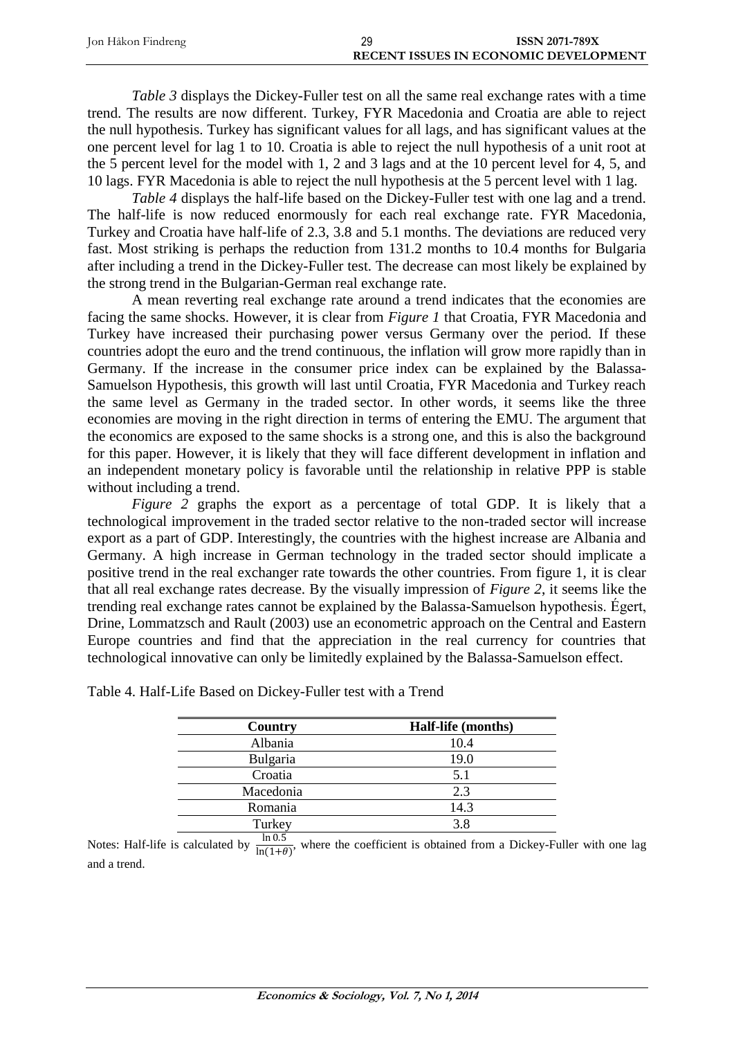*Table 3* displays the Dickey-Fuller test on all the same real exchange rates with a time trend. The results are now different. Turkey, FYR Macedonia and Croatia are able to reject the null hypothesis. Turkey has significant values for all lags, and has significant values at the one percent level for lag 1 to 10. Croatia is able to reject the null hypothesis of a unit root at the 5 percent level for the model with 1, 2 and 3 lags and at the 10 percent level for 4, 5, and 10 lags. FYR Macedonia is able to reject the null hypothesis at the 5 percent level with 1 lag.

*Table 4* displays the half-life based on the Dickey-Fuller test with one lag and a trend. The half-life is now reduced enormously for each real exchange rate. FYR Macedonia, Turkey and Croatia have half-life of 2.3, 3.8 and 5.1 months. The deviations are reduced very fast. Most striking is perhaps the reduction from 131.2 months to 10.4 months for Bulgaria after including a trend in the Dickey-Fuller test. The decrease can most likely be explained by the strong trend in the Bulgarian-German real exchange rate.

A mean reverting real exchange rate around a trend indicates that the economies are facing the same shocks. However, it is clear from *Figure 1* that Croatia, FYR Macedonia and Turkey have increased their purchasing power versus Germany over the period. If these countries adopt the euro and the trend continuous, the inflation will grow more rapidly than in Germany. If the increase in the consumer price index can be explained by the Balassa-Samuelson Hypothesis, this growth will last until Croatia, FYR Macedonia and Turkey reach the same level as Germany in the traded sector. In other words, it seems like the three economies are moving in the right direction in terms of entering the EMU. The argument that the economics are exposed to the same shocks is a strong one, and this is also the background for this paper. However, it is likely that they will face different development in inflation and an independent monetary policy is favorable until the relationship in relative PPP is stable without including a trend.

*Figure 2* graphs the export as a percentage of total GDP. It is likely that a technological improvement in the traded sector relative to the non-traded sector will increase export as a part of GDP. Interestingly, the countries with the highest increase are Albania and Germany. A high increase in German technology in the traded sector should implicate a positive trend in the real exchanger rate towards the other countries. From figure 1, it is clear that all real exchange rates decrease. By the visually impression of *Figure 2*, it seems like the trending real exchange rates cannot be explained by the Balassa-Samuelson hypothesis. Égert, Drine, Lommatzsch and Rault (2003) use an econometric approach on the Central and Eastern Europe countries and find that the appreciation in the real currency for countries that technological innovative can only be limitedly explained by the Balassa-Samuelson effect.

Table 4. Half-Life Based on Dickey-Fuller test with a Trend

| Country | Half-life (months) |
|---|---|
| Albania | 10.4 |
| Bulgaria | 19.0 |
| Croatia | 5.1 |
| Macedonia | 2.3 |
| Romania | 14.3 |
| Turkey | 3.8 |

Notes: Half-life is calculated by $\frac{\ln 0.5}{\ln(1+\theta)}$, where the coefficient is obtained from a Dickey-Fuller with one lag and a trend.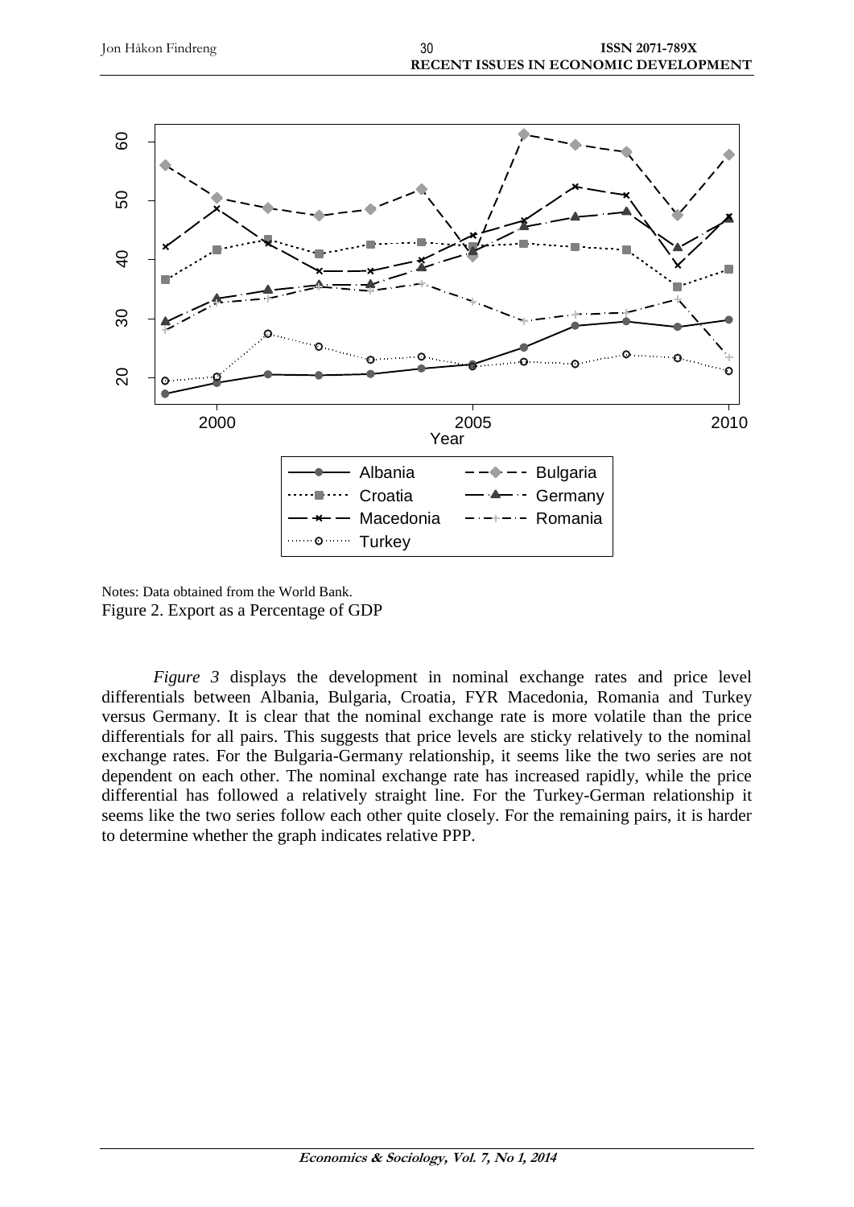Notes: Data obtained from the World Bank.

Figure 2. Export as a Percentage of GDP

*Figure 3* displays the development in nominal exchange rates and price level differentials between Albania, Bulgaria, Croatia, FYR Macedonia, Romania and Turkey versus Germany. It is clear that the nominal exchange rate is more volatile than the price differentials for all pairs. This suggests that price levels are sticky relatively to the nominal exchange rates. For the Bulgaria-Germany relationship, it seems like the two series are not dependent on each other. The nominal exchange rate has increased rapidly, while the price differential has followed a relatively straight line. For the Turkey-German relationship it seems like the two series follow each other quite closely. For the remaining pairs, it is harder to determine whether the graph indicates relative PPP.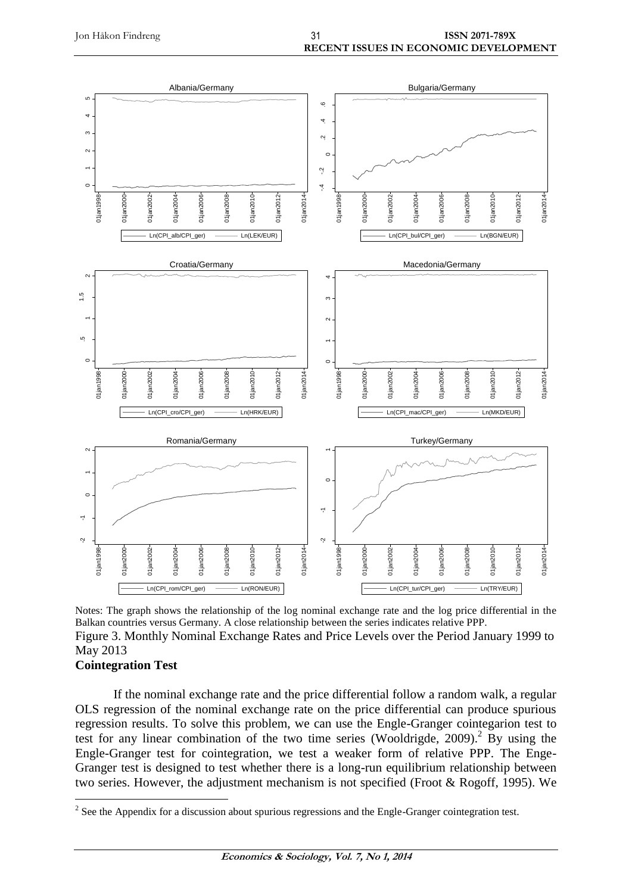Notes: The graph shows the relationship of the log nominal exchange rate and the log price differential in the Balkan countries versus Germany. A close relationship between the series indicates relative PPP.

Figure 3. Monthly Nominal Exchange Rates and Price Levels over the Period January 1999 to May 2013

**Cointegration Test**

If the nominal exchange rate and the price differential follow a random walk, a regular OLS regression of the nominal exchange rate on the price differential can produce spurious regression results. To solve this problem, we can use the Engle-Granger cointegarion test to test for any linear combination of the two time series (Wooldrigde, 2009).[2] By using the Engle-Granger test for cointegration, we test a weaker form of relative PPP. The Enge-Granger test is designed to test whether there is a long-run equilibrium relationship between two series. However, the adjustment mechanism is not specified (Froot & Rogoff, 1995). We

[2] See the Appendix for a discussion about spurious regressions and the Engle-Granger cointegration test.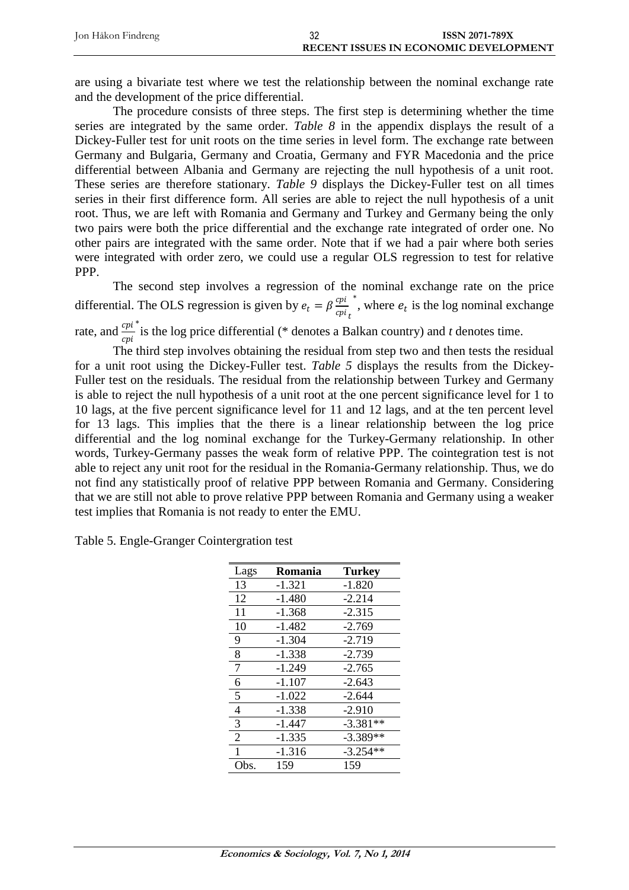are using a bivariate test where we test the relationship between the nominal exchange rate and the development of the price differential.

The procedure consists of three steps. The first step is determining whether the time series are integrated by the same order. *Table 8* in the appendix displays the result of a Dickey-Fuller test for unit roots on the time series in level form. The exchange rate between Germany and Bulgaria, Germany and Croatia, Germany and FYR Macedonia and the price differential between Albania and Germany are rejecting the null hypothesis of a unit root. These series are therefore stationary. *Table 9* displays the Dickey-Fuller test on all times series in their first difference form. All series are able to reject the null hypothesis of a unit root. Thus, we are left with Romania and Germany and Turkey and Germany being the only two pairs were both the price differential and the exchange rate integrated of order one. No other pairs are integrated with the same order. Note that if we had a pair where both series were integrated with order zero, we could use a regular OLS regression to test for relative PPP.

The second step involves a regression of the nominal exchange rate on the price differential. The OLS regression is given by $e_t = \beta \frac{cpi}{cpi}{}_t^{*}$, where $e_t$ is the log nominal exchange rate, and $\frac{cpi}{cpi}^{*}$ is the log price differential (* denotes a Balkan country) and *t* denotes time.

The third step involves obtaining the residual from step two and then tests the residual for a unit root using the Dickey-Fuller test. *Table 5* displays the results from the Dickey-Fuller test on the residuals. The residual from the relationship between Turkey and Germany is able to reject the null hypothesis of a unit root at the one percent significance level for 1 to 10 lags, at the five percent significance level for 11 and 12 lags, and at the ten percent level for 13 lags. This implies that the there is a linear relationship between the log price differential and the log nominal exchange for the Turkey-Germany relationship. In other words, Turkey-Germany passes the weak form of relative PPP. The cointegration test is not able to reject any unit root for the residual in the Romania-Germany relationship. Thus, we do not find any statistically proof of relative PPP between Romania and Germany. Considering that we are still not able to prove relative PPP between Romania and Germany using a weaker test implies that Romania is not ready to enter the EMU.

Table 5. Engle-Granger Cointergration test

| Lags | **Romania** | **Turkey** |
|---|---|---|
| 13 | -1.321 | -1.820 |
| 12 | -1.480 | -2.214 |
| 11 | -1.368 | -2.315 |
| 10 | -1.482 | -2.769 |
| 9 | -1.304 | -2.719 |
| 8 | -1.338 | -2.739 |
| 7 | -1.249 | -2.765 |
| 6 | -1.107 | -2.643 |
| 5 | -1.022 | -2.644 |
| 4 | -1.338 | -2.910 |
| 3 | -1.447 | -3.381** |
| 2 | -1.335 | -3.389** |
| 1 | -1.316 | -3.254** |
| Obs. | 159 | 159 |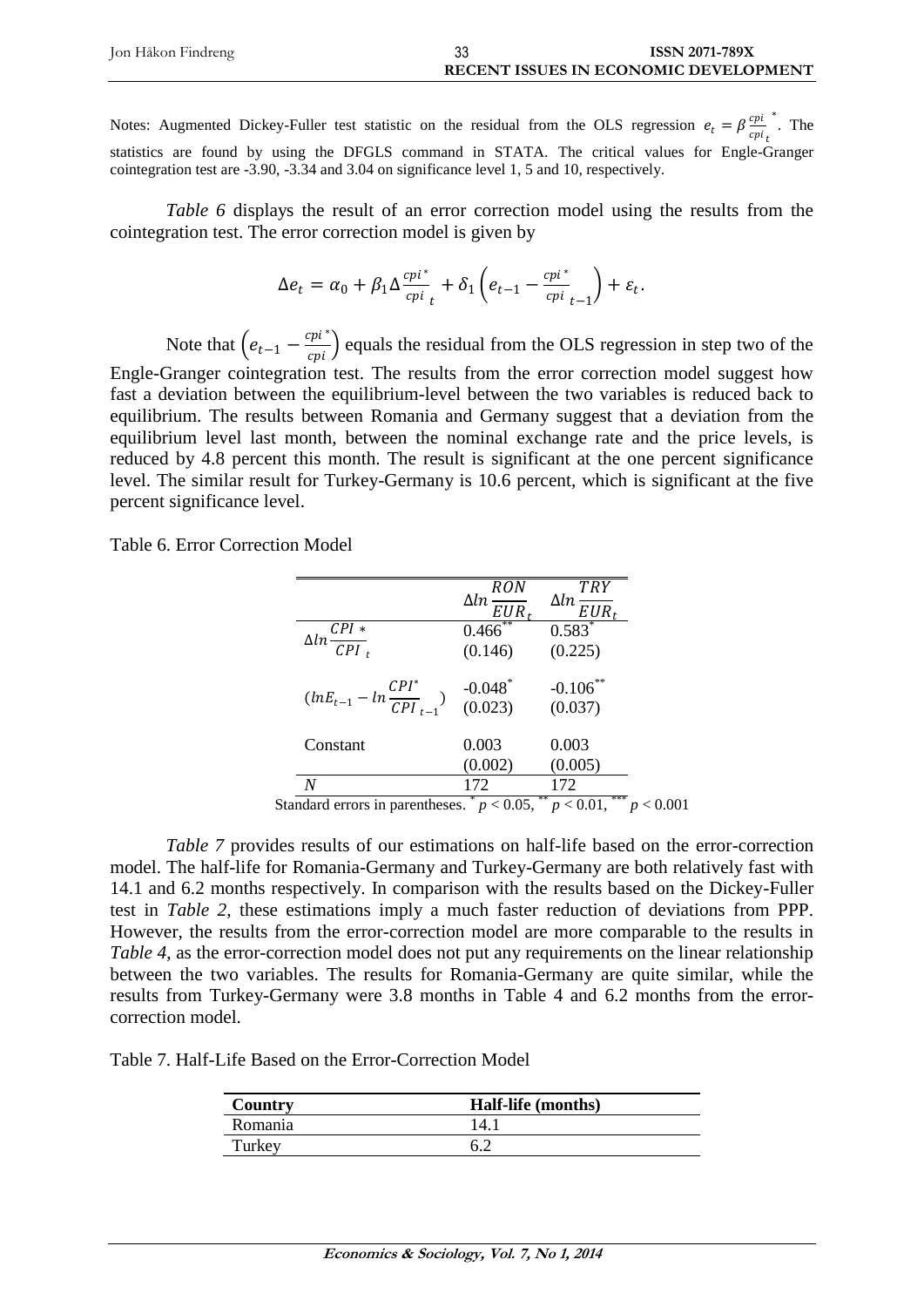Notes: Augmented Dickey-Fuller test statistic on the residual from the OLS regression $e_t = \beta \frac{cpi}{cpi_t}^*$. The statistics are found by using the DFGLS command in STATA. The critical values for Engle-Granger cointegration test are -3.90, -3.34 and 3.04 on significance level 1, 5 and 10, respectively.

*Table 6* displays the result of an error correction model using the results from the cointegration test. The error correction model is given by

$$\Delta e_t = \alpha_0 + \beta_1 \Delta \frac{cpi^*}{cpi}_t + \delta_1 \left( e_{t-1} - \frac{cpi^*}{cpi}_{t-1} \right) + \varepsilon_t.$$

Note that $\left( e_{t-1} - \frac{cpi^*}{cpi} \right)$ equals the residual from the OLS regression in step two of the Engle-Granger cointegration test. The results from the error correction model suggest how fast a deviation between the equilibrium-level between the two variables is reduced back to equilibrium. The results between Romania and Germany suggest that a deviation from the equilibrium level last month, between the nominal exchange rate and the price levels, is reduced by 4.8 percent this month. The result is significant at the one percent significance level. The similar result for Turkey-Germany is 10.6 percent, which is significant at the five percent significance level.

Table 6. Error Correction Model

| | $\Delta ln \frac{RON}{EUR_t}$ | $\Delta ln \frac{TRY}{EUR_t}$ |
|---|---|---|
| $\Delta ln \frac{CPI *}{CPI}_t$ | 0.466[**] | 0.583[*] |
| | (0.146) | (0.225) |
| $(lnE_{t-1} - ln \frac{CPI^*}{CPI}_{t-1})$ | -0.048[*] | -0.106[**] |
| | (0.023) | (0.037) |
| Constant | 0.003 | 0.003 |
| | (0.002) | (0.005) |
| $N$ | 172 | 172 |

Standard errors in parentheses. [*] $p < 0.05$, [**] $p < 0.01$, [***] $p < 0.001$

*Table 7* provides results of our estimations on half-life based on the error-correction model. The half-life for Romania-Germany and Turkey-Germany are both relatively fast with 14.1 and 6.2 months respectively. In comparison with the results based on the Dickey-Fuller test in *Table 2*, these estimations imply a much faster reduction of deviations from PPP. However, the results from the error-correction model are more comparable to the results in *Table 4*, as the error-correction model does not put any requirements on the linear relationship between the two variables. The results for Romania-Germany are quite similar, while the results from Turkey-Germany were 3.8 months in Table 4 and 6.2 months from the error-correction model.

Table 7. Half-Life Based on the Error-Correction Model

| **Country** | **Half-life (months)** |
|---|---|
| Romania | 14.1 |
| Turkey | 6.2 |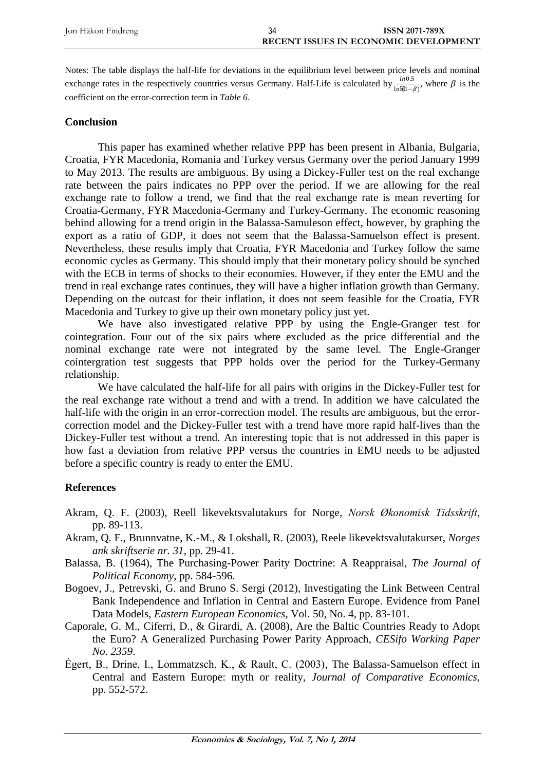Notes: The table displays the half-life for deviations in the equilibrium level between price levels and nominal exchange rates in the respectively countries versus Germany. Half-Life is calculated by $\frac{ln0.5}{\ln(1-\beta)}$, where $\beta$ is the coefficient on the error-correction term in *Table 6*.

## Conclusion

This paper has examined whether relative PPP has been present in Albania, Bulgaria, Croatia, FYR Macedonia, Romania and Turkey versus Germany over the period January 1999 to May 2013. The results are ambiguous. By using a Dickey-Fuller test on the real exchange rate between the pairs indicates no PPP over the period. If we are allowing for the real exchange rate to follow a trend, we find that the real exchange rate is mean reverting for Croatia-Germany, FYR Macedonia-Germany and Turkey-Germany. The economic reasoning behind allowing for a trend origin in the Balassa-Samuleson effect, however, by graphing the export as a ratio of GDP, it does not seem that the Balassa-Samuelson effect is present. Nevertheless, these results imply that Croatia, FYR Macedonia and Turkey follow the same economic cycles as Germany. This should imply that their monetary policy should be synched with the ECB in terms of shocks to their economies. However, if they enter the EMU and the trend in real exchange rates continues, they will have a higher inflation growth than Germany. Depending on the outcast for their inflation, it does not seem feasible for the Croatia, FYR Macedonia and Turkey to give up their own monetary policy just yet.

We have also investigated relative PPP by using the Engle-Granger test for cointegration. Four out of the six pairs where excluded as the price differential and the nominal exchange rate were not integrated by the same level. The Engle-Granger cointergration test suggests that PPP holds over the period for the Turkey-Germany relationship.

We have calculated the half-life for all pairs with origins in the Dickey-Fuller test for the real exchange rate without a trend and with a trend. In addition we have calculated the half-life with the origin in an error-correction model. The results are ambiguous, but the error-correction model and the Dickey-Fuller test with a trend have more rapid half-lives than the Dickey-Fuller test without a trend. An interesting topic that is not addressed in this paper is how fast a deviation from relative PPP versus the countries in EMU needs to be adjusted before a specific country is ready to enter the EMU.

## References

Akram, Q. F. (2003), Reell likevektsvalutakurs for Norge, *Norsk Økonomisk Tidsskrift*, pp. 89-113.

Akram, Q. F., Brunnvatne, K.-M., & Lokshall, R. (2003), Reele likevektsvalutakurser, *Norges ank skriftserie nr. 31*, pp. 29-41.

Balassa, B. (1964), The Purchasing-Power Parity Doctrine: A Reappraisal, *The Journal of Political Economy*, pp. 584-596.

Bogoev, J., Petrevski, G. and Bruno S. Sergi (2012), Investigating the Link Between Central Bank Independence and Inflation in Central and Eastern Europe. Evidence from Panel Data Models, *Eastern European Economics*, Vol. 50, No. 4, pp. 83-101.

Caporale, G. M., Ciferri, D., & Girardi, A. (2008), Are the Baltic Countries Ready to Adopt the Euro? A Generalized Purchasing Power Parity Approach, *CESifo Working Paper No. 2359*.

Égert, B., Drine, I., Lommatzsch, K., & Rault, C. (2003), The Balassa-Samuelson effect in Central and Eastern Europe: myth or reality, *Journal of Comparative Economics*, pp. 552-572.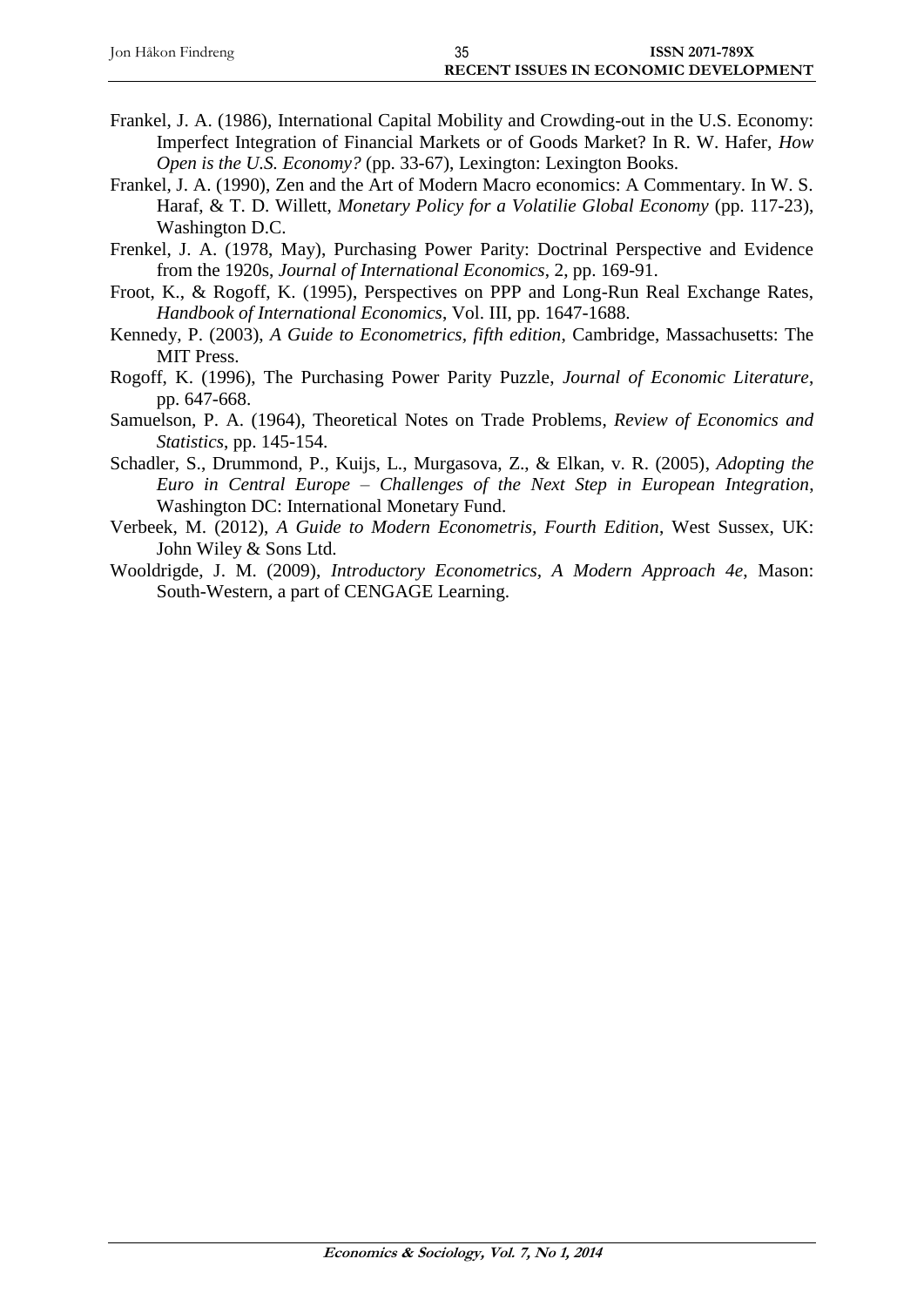Frankel, J. A. (1986), International Capital Mobility and Crowding-out in the U.S. Economy: Imperfect Integration of Financial Markets or of Goods Market? In R. W. Hafer, *How Open is the U.S. Economy?* (pp. 33-67), Lexington: Lexington Books.

Frankel, J. A. (1990), Zen and the Art of Modern Macro economics: A Commentary. In W. S. Haraf, & T. D. Willett, *Monetary Policy for a Volatilie Global Economy* (pp. 117-23), Washington D.C.

Frenkel, J. A. (1978, May), Purchasing Power Parity: Doctrinal Perspective and Evidence from the 1920s, *Journal of International Economics*, 2, pp. 169-91.

Froot, K., & Rogoff, K. (1995), Perspectives on PPP and Long-Run Real Exchange Rates, *Handbook of International Economics*, Vol. III, pp. 1647-1688.

Kennedy, P. (2003), *A Guide to Econometrics, fifth edition*, Cambridge, Massachusetts: The MIT Press.

Rogoff, K. (1996), The Purchasing Power Parity Puzzle, *Journal of Economic Literature*, pp. 647-668.

Samuelson, P. A. (1964), Theoretical Notes on Trade Problems, *Review of Economics and Statistics*, pp. 145-154.

Schadler, S., Drummond, P., Kuijs, L., Murgasova, Z., & Elkan, v. R. (2005), *Adopting the Euro in Central Europe – Challenges of the Next Step in European Integration*, Washington DC: International Monetary Fund.

Verbeek, M. (2012), *A Guide to Modern Econometris, Fourth Edition*, West Sussex, UK: John Wiley & Sons Ltd.

Wooldrigde, J. M. (2009), *Introductory Econometrics, A Modern Approach 4e*, Mason: South-Western, a part of CENGAGE Learning.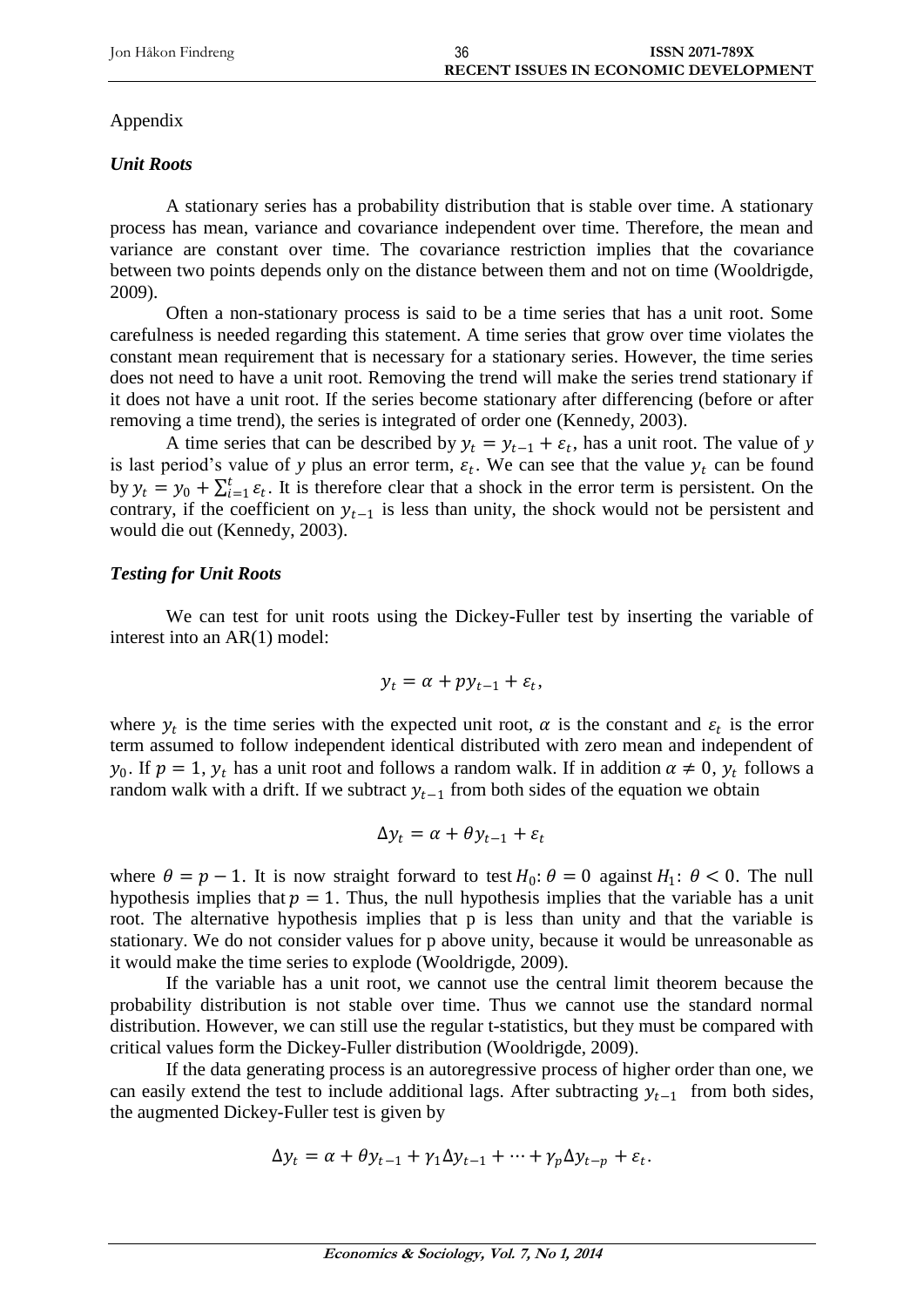Appendix

### *Unit Roots*

A stationary series has a probability distribution that is stable over time. A stationary process has mean, variance and covariance independent over time. Therefore, the mean and variance are constant over time. The covariance restriction implies that the covariance between two points depends only on the distance between them and not on time (Wooldrigde, 2009).

Often a non-stationary process is said to be a time series that has a unit root. Some carefulness is needed regarding this statement. A time series that grow over time violates the constant mean requirement that is necessary for a stationary series. However, the time series does not need to have a unit root. Removing the trend will make the series trend stationary if it does not have a unit root. If the series become stationary after differencing (before or after removing a time trend), the series is integrated of order one (Kennedy, 2003).

A time series that can be described by $y_t = y_{t-1} + \varepsilon_t$, has a unit root. The value of $y$ is last period's value of $y$ plus an error term, $\varepsilon_t$. We can see that the value $y_t$ can be found by $y_t = y_0 + \sum_{i=1}^{t} \varepsilon_t$. It is therefore clear that a shock in the error term is persistent. On the contrary, if the coefficient on $y_{t-1}$ is less than unity, the shock would not be persistent and would die out (Kennedy, 2003).

### *Testing for Unit Roots*

We can test for unit roots using the Dickey-Fuller test by inserting the variable of interest into an AR(1) model:

$$y_t = \alpha + p y_{t-1} + \varepsilon_t,$$

where $y_t$ is the time series with the expected unit root, $\alpha$ is the constant and $\varepsilon_t$ is the error term assumed to follow independent identical distributed with zero mean and independent of $y_0$. If $p = 1$, $y_t$ has a unit root and follows a random walk. If in addition $\alpha \neq 0$, $y_t$ follows a random walk with a drift. If we subtract $y_{t-1}$ from both sides of the equation we obtain

$$\Delta y_t = \alpha + \theta y_{t-1} + \varepsilon_t$$

where $\theta = p - 1$. It is now straight forward to test $H_0\colon \theta = 0$ against $H_1\colon\ \theta < 0$. The null hypothesis implies that $p = 1$. Thus, the null hypothesis implies that the variable has a unit root. The alternative hypothesis implies that p is less than unity and that the variable is stationary. We do not consider values for p above unity, because it would be unreasonable as it would make the time series to explode (Wooldrigde, 2009).

If the variable has a unit root, we cannot use the central limit theorem because the probability distribution is not stable over time. Thus we cannot use the standard normal distribution. However, we can still use the regular t-statistics, but they must be compared with critical values form the Dickey-Fuller distribution (Wooldrigde, 2009).

If the data generating process is an autoregressive process of higher order than one, we can easily extend the test to include additional lags. After subtracting $y_{t-1}$ from both sides, the augmented Dickey-Fuller test is given by

$$\Delta y_t = \alpha + \theta y_{t-1} + \gamma_1 \Delta y_{t-1} + \cdots + \gamma_p \Delta y_{t-p} + \varepsilon_t.$$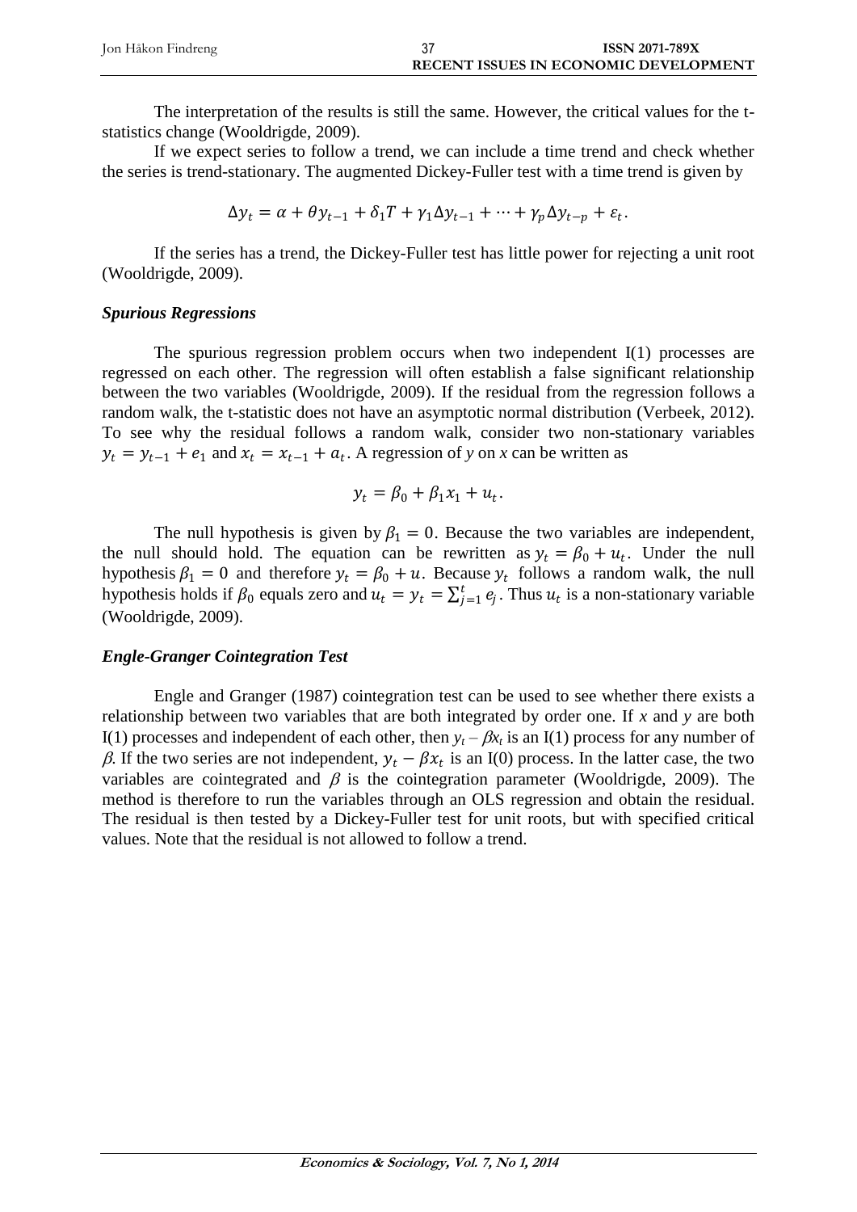The interpretation of the results is still the same. However, the critical values for the t-statistics change (Wooldrigde, 2009).

If we expect series to follow a trend, we can include a time trend and check whether the series is trend-stationary. The augmented Dickey-Fuller test with a time trend is given by

$$\Delta y_t = \alpha + \theta y_{t-1} + \delta_1 T + \gamma_1 \Delta y_{t-1} + \cdots + \gamma_p \Delta y_{t-p} + \varepsilon_t.$$

If the series has a trend, the Dickey-Fuller test has little power for rejecting a unit root (Wooldrigde, 2009).

***Spurious Regressions***

The spurious regression problem occurs when two independent I(1) processes are regressed on each other. The regression will often establish a false significant relationship between the two variables (Wooldrigde, 2009). If the residual from the regression follows a random walk, the t-statistic does not have an asymptotic normal distribution (Verbeek, 2012). To see why the residual follows a random walk, consider two non-stationary variables $y_t = y_{t-1} + e_1$ and $x_t = x_{t-1} + a_t$. A regression of *y* on *x* can be written as

$$y_t = \beta_0 + \beta_1 x_1 + u_t.$$

The null hypothesis is given by $\beta_1 = 0$. Because the two variables are independent, the null should hold. The equation can be rewritten as $y_t = \beta_0 + u_t$. Under the null hypothesis $\beta_1 = 0$ and therefore $y_t = \beta_0 + u$. Because $y_t$ follows a random walk, the null hypothesis holds if $\beta_0$ equals zero and $u_t = y_t = \sum_{j=1}^{t} e_j$. Thus $u_t$ is a non-stationary variable (Wooldrigde, 2009).

***Engle-Granger Cointegration Test***

Engle and Granger (1987) cointegration test can be used to see whether there exists a relationship between two variables that are both integrated by order one. If *x* and *y* are both I(1) processes and independent of each other, then $y_t - \beta x_t$ is an I(1) process for any number of $\beta$. If the two series are not independent, $y_t - \beta x_t$ is an I(0) process. In the latter case, the two variables are cointegrated and $\beta$ is the cointegration parameter (Wooldrigde, 2009). The method is therefore to run the variables through an OLS regression and obtain the residual. The residual is then tested by a Dickey-Fuller test for unit roots, but with specified critical values. Note that the residual is not allowed to follow a trend.